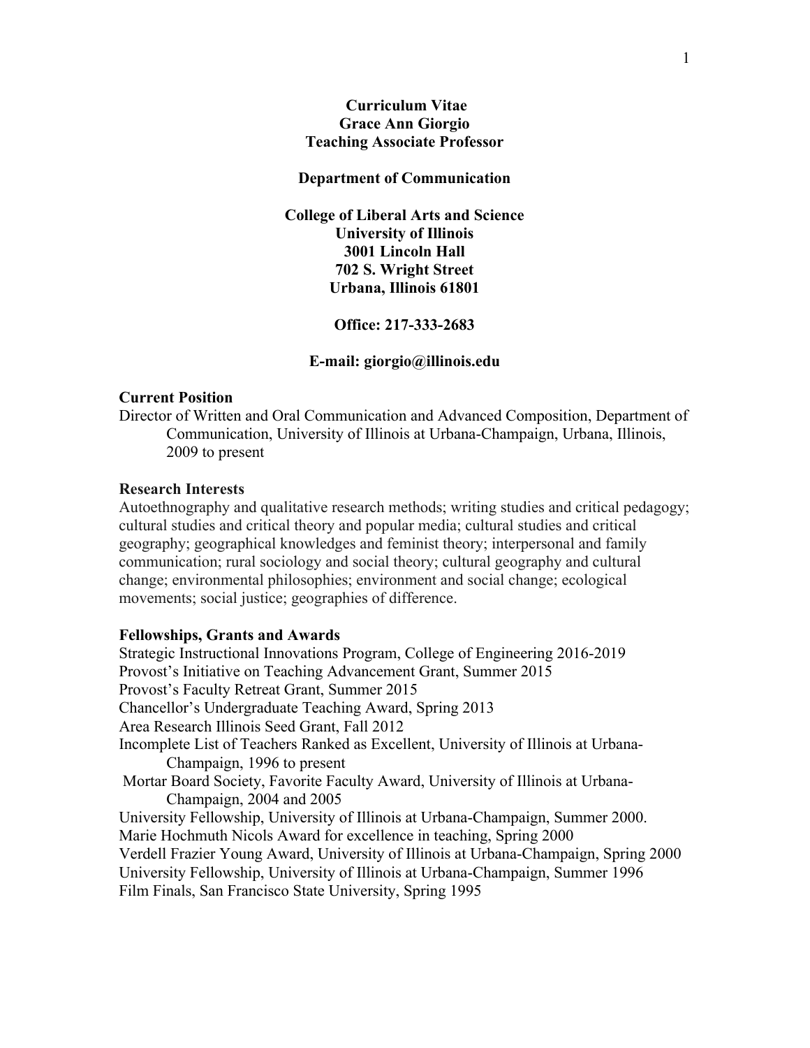**Curriculum Vitae**
**Grace Ann Giorgio**
**Teaching Associate Professor**

**Department of Communication**

**College of Liberal Arts and Science**
**University of Illinois**
**3001 Lincoln Hall**
**702 S. Wright Street**
**Urbana, Illinois 61801**

**Office: 217-333-2683**

**E-mail: giorgio@illinois.edu**

## Current Position

Director of Written and Oral Communication and Advanced Composition, Department of Communication, University of Illinois at Urbana-Champaign, Urbana, Illinois, 2009 to present

## Research Interests

Autoethnography and qualitative research methods; writing studies and critical pedagogy; cultural studies and critical theory and popular media; cultural studies and critical geography; geographical knowledges and feminist theory; interpersonal and family communication; rural sociology and social theory; cultural geography and cultural change; environmental philosophies; environment and social change; ecological movements; social justice; geographies of difference.

## Fellowships, Grants and Awards

Strategic Instructional Innovations Program, College of Engineering 2016-2019
Provost's Initiative on Teaching Advancement Grant, Summer 2015
Provost's Faculty Retreat Grant, Summer 2015
Chancellor's Undergraduate Teaching Award, Spring 2013
Area Research Illinois Seed Grant, Fall 2012
Incomplete List of Teachers Ranked as Excellent, University of Illinois at Urbana-Champaign, 1996 to present
Mortar Board Society, Favorite Faculty Award, University of Illinois at Urbana-Champaign, 2004 and 2005
University Fellowship, University of Illinois at Urbana-Champaign, Summer 2000.
Marie Hochmuth Nicols Award for excellence in teaching, Spring 2000
Verdell Frazier Young Award, University of Illinois at Urbana-Champaign, Spring 2000
University Fellowship, University of Illinois at Urbana-Champaign, Summer 1996
Film Finals, San Francisco State University, Spring 1995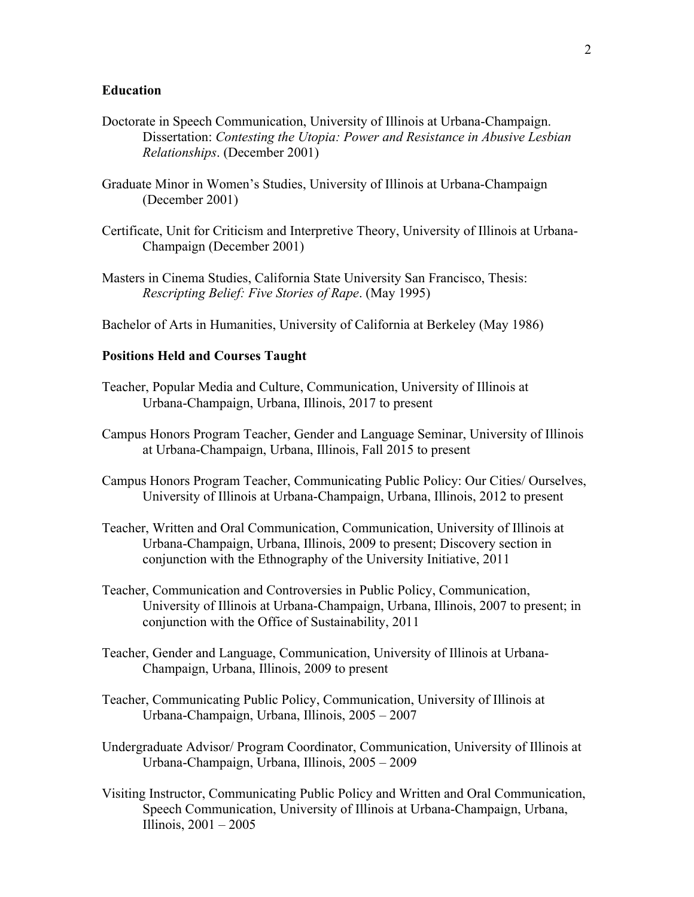**Education**

Doctorate in Speech Communication, University of Illinois at Urbana-Champaign. Dissertation: *Contesting the Utopia: Power and Resistance in Abusive Lesbian Relationships*. (December 2001)

Graduate Minor in Women's Studies, University of Illinois at Urbana-Champaign (December 2001)

Certificate, Unit for Criticism and Interpretive Theory, University of Illinois at Urbana-Champaign (December 2001)

Masters in Cinema Studies, California State University San Francisco, Thesis: *Rescripting Belief: Five Stories of Rape*. (May 1995)

Bachelor of Arts in Humanities, University of California at Berkeley (May 1986)

**Positions Held and Courses Taught**

Teacher, Popular Media and Culture, Communication, University of Illinois at Urbana-Champaign, Urbana, Illinois, 2017 to present

Campus Honors Program Teacher, Gender and Language Seminar, University of Illinois at Urbana-Champaign, Urbana, Illinois, Fall 2015 to present

Campus Honors Program Teacher, Communicating Public Policy: Our Cities/ Ourselves, University of Illinois at Urbana-Champaign, Urbana, Illinois, 2012 to present

Teacher, Written and Oral Communication, Communication, University of Illinois at Urbana-Champaign, Urbana, Illinois, 2009 to present; Discovery section in conjunction with the Ethnography of the University Initiative, 2011

Teacher, Communication and Controversies in Public Policy, Communication, University of Illinois at Urbana-Champaign, Urbana, Illinois, 2007 to present; in conjunction with the Office of Sustainability, 2011

Teacher, Gender and Language, Communication, University of Illinois at Urbana-Champaign, Urbana, Illinois, 2009 to present

Teacher, Communicating Public Policy, Communication, University of Illinois at Urbana-Champaign, Urbana, Illinois, 2005 – 2007

Undergraduate Advisor/ Program Coordinator, Communication, University of Illinois at Urbana-Champaign, Urbana, Illinois, 2005 – 2009

Visiting Instructor, Communicating Public Policy and Written and Oral Communication, Speech Communication, University of Illinois at Urbana-Champaign, Urbana, Illinois, 2001 – 2005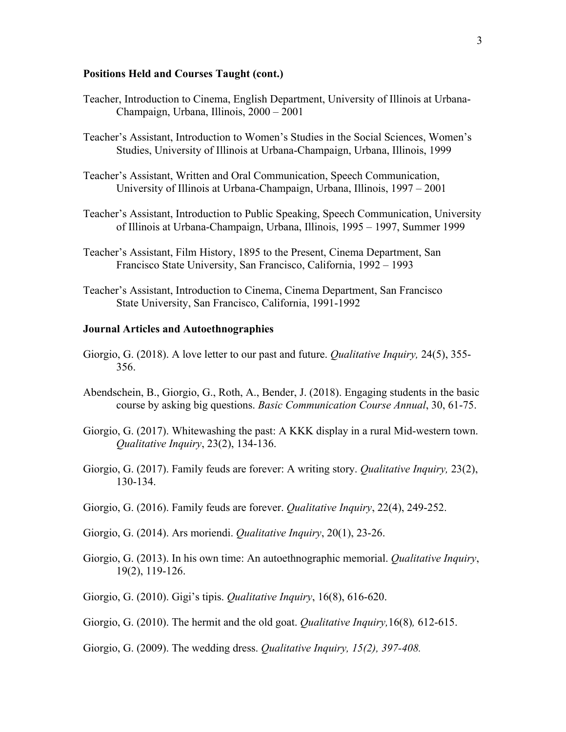### Positions Held and Courses Taught (cont.)

Teacher, Introduction to Cinema, English Department, University of Illinois at Urbana-Champaign, Urbana, Illinois, 2000 – 2001

Teacher's Assistant, Introduction to Women's Studies in the Social Sciences, Women's Studies, University of Illinois at Urbana-Champaign, Urbana, Illinois, 1999

Teacher's Assistant, Written and Oral Communication, Speech Communication, University of Illinois at Urbana-Champaign, Urbana, Illinois, 1997 – 2001

Teacher's Assistant, Introduction to Public Speaking, Speech Communication, University of Illinois at Urbana-Champaign, Urbana, Illinois, 1995 – 1997, Summer 1999

Teacher's Assistant, Film History, 1895 to the Present, Cinema Department, San Francisco State University, San Francisco, California, 1992 – 1993

Teacher's Assistant, Introduction to Cinema, Cinema Department, San Francisco State University, San Francisco, California, 1991-1992

### Journal Articles and Autoethnographies

Giorgio, G. (2018). A love letter to our past and future. *Qualitative Inquiry,* 24(5), 355-356.

Abendschein, B., Giorgio, G., Roth, A., Bender, J. (2018). Engaging students in the basic course by asking big questions. *Basic Communication Course Annual*, 30, 61-75.

Giorgio, G. (2017). Whitewashing the past: A KKK display in a rural Mid-western town. *Qualitative Inquiry*, 23(2), 134-136.

Giorgio, G. (2017). Family feuds are forever: A writing story. *Qualitative Inquiry,* 23(2), 130-134.

Giorgio, G. (2016). Family feuds are forever. *Qualitative Inquiry*, 22(4), 249-252.

Giorgio, G. (2014). Ars moriendi. *Qualitative Inquiry*, 20(1), 23-26.

Giorgio, G. (2013). In his own time: An autoethnographic memorial. *Qualitative Inquiry*, 19(2), 119-126.

Giorgio, G. (2010). Gigi's tipis. *Qualitative Inquiry*, 16(8), 616-620.

Giorgio, G. (2010). The hermit and the old goat. *Qualitative Inquiry,*16(8)*,* 612-615.

Giorgio, G. (2009). The wedding dress. *Qualitative Inquiry, 15(2), 397-408.*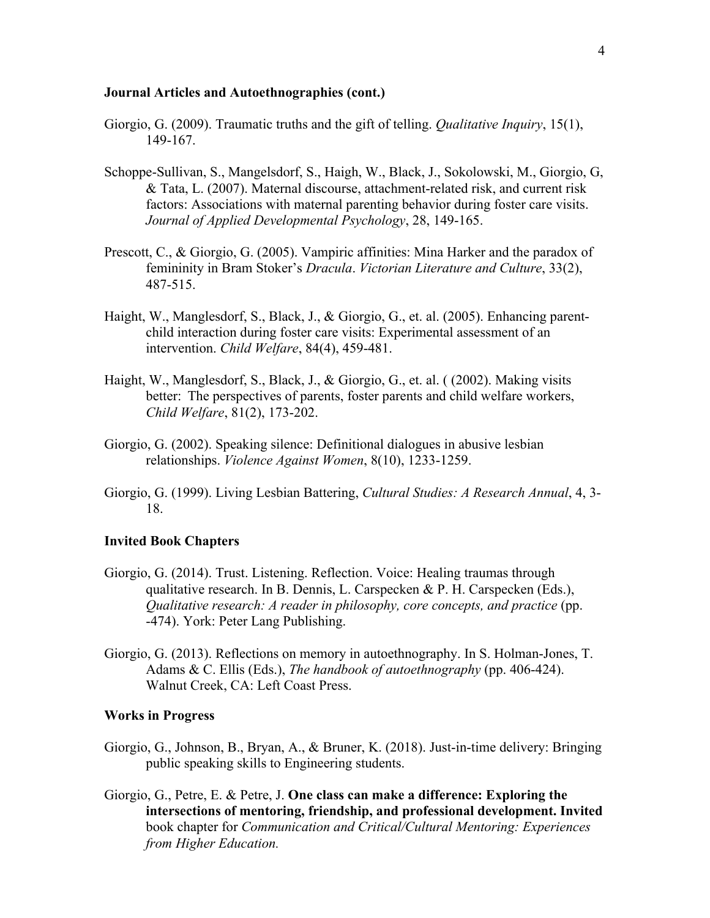### Journal Articles and Autoethnographies (cont.)

Giorgio, G. (2009). Traumatic truths and the gift of telling. *Qualitative Inquiry*, 15(1), 149-167.

Schoppe-Sullivan, S., Mangelsdorf, S., Haigh, W., Black, J., Sokolowski, M., Giorgio, G, & Tata, L. (2007). Maternal discourse, attachment-related risk, and current risk factors: Associations with maternal parenting behavior during foster care visits. *Journal of Applied Developmental Psychology*, 28, 149-165.

Prescott, C., & Giorgio, G. (2005). Vampiric affinities: Mina Harker and the paradox of femininity in Bram Stoker's *Dracula*. *Victorian Literature and Culture*, 33(2), 487-515.

Haight, W., Manglesdorf, S., Black, J., & Giorgio, G., et. al. (2005). Enhancing parent-child interaction during foster care visits: Experimental assessment of an intervention. *Child Welfare*, 84(4), 459-481.

Haight, W., Manglesdorf, S., Black, J., & Giorgio, G., et. al. ( (2002). Making visits better: The perspectives of parents, foster parents and child welfare workers, *Child Welfare*, 81(2), 173-202.

Giorgio, G. (2002). Speaking silence: Definitional dialogues in abusive lesbian relationships. *Violence Against Women*, 8(10), 1233-1259.

Giorgio, G. (1999). Living Lesbian Battering, *Cultural Studies: A Research Annual*, 4, 3-18.

### Invited Book Chapters

Giorgio, G. (2014). Trust. Listening. Reflection. Voice: Healing traumas through qualitative research. In B. Dennis, L. Carspecken & P. H. Carspecken (Eds.), *Qualitative research: A reader in philosophy, core concepts, and practice* (pp. -474). York: Peter Lang Publishing.

Giorgio, G. (2013). Reflections on memory in autoethnography. In S. Holman-Jones, T. Adams & C. Ellis (Eds.), *The handbook of autoethnography* (pp. 406-424). Walnut Creek, CA: Left Coast Press.

### Works in Progress

Giorgio, G., Johnson, B., Bryan, A., & Bruner, K. (2018). Just-in-time delivery: Bringing public speaking skills to Engineering students.

Giorgio, G., Petre, E. & Petre, J. **One class can make a difference: Exploring the intersections of mentoring, friendship, and professional development. Invited** book chapter for *Communication and Critical/Cultural Mentoring: Experiences from Higher Education.*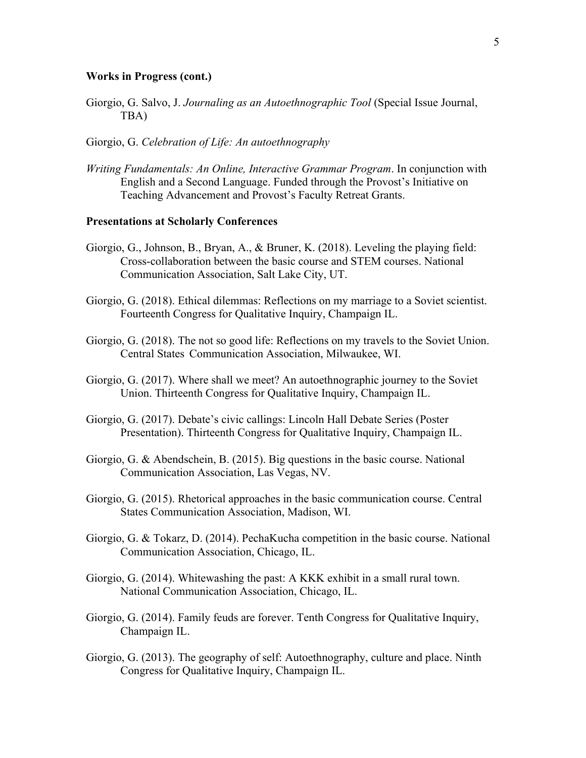**Works in Progress (cont.)**

Giorgio, G. Salvo, J. *Journaling as an Autoethnographic Tool* (Special Issue Journal, TBA)

Giorgio, G. *Celebration of Life: An autoethnography*

*Writing Fundamentals: An Online, Interactive Grammar Program*. In conjunction with English and a Second Language. Funded through the Provost's Initiative on Teaching Advancement and Provost's Faculty Retreat Grants.

**Presentations at Scholarly Conferences**

Giorgio, G., Johnson, B., Bryan, A., & Bruner, K. (2018). Leveling the playing field: Cross-collaboration between the basic course and STEM courses. National Communication Association, Salt Lake City, UT.

Giorgio, G. (2018). Ethical dilemmas: Reflections on my marriage to a Soviet scientist. Fourteenth Congress for Qualitative Inquiry, Champaign IL.

Giorgio, G. (2018). The not so good life: Reflections on my travels to the Soviet Union. Central States Communication Association, Milwaukee, WI.

Giorgio, G. (2017). Where shall we meet? An autoethnographic journey to the Soviet Union. Thirteenth Congress for Qualitative Inquiry, Champaign IL.

Giorgio, G. (2017). Debate's civic callings: Lincoln Hall Debate Series (Poster Presentation). Thirteenth Congress for Qualitative Inquiry, Champaign IL.

Giorgio, G. & Abendschein, B. (2015). Big questions in the basic course. National Communication Association, Las Vegas, NV.

Giorgio, G. (2015). Rhetorical approaches in the basic communication course. Central States Communication Association, Madison, WI.

Giorgio, G. & Tokarz, D. (2014). PechaKucha competition in the basic course. National Communication Association, Chicago, IL.

Giorgio, G. (2014). Whitewashing the past: A KKK exhibit in a small rural town. National Communication Association, Chicago, IL.

Giorgio, G. (2014). Family feuds are forever. Tenth Congress for Qualitative Inquiry, Champaign IL.

Giorgio, G. (2013). The geography of self: Autoethnography, culture and place. Ninth Congress for Qualitative Inquiry, Champaign IL.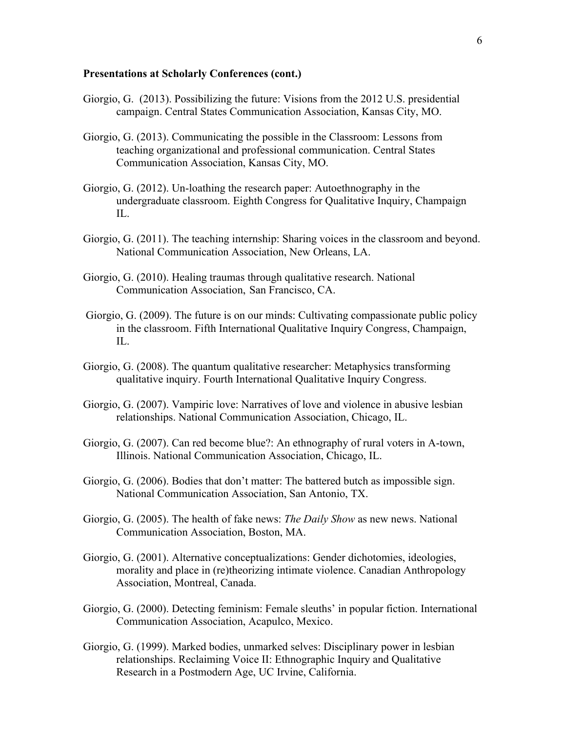**Presentations at Scholarly Conferences (cont.)**

Giorgio, G. (2013). Possibilizing the future: Visions from the 2012 U.S. presidential campaign. Central States Communication Association, Kansas City, MO.

Giorgio, G. (2013). Communicating the possible in the Classroom: Lessons from teaching organizational and professional communication. Central States Communication Association, Kansas City, MO.

Giorgio, G. (2012). Un-loathing the research paper: Autoethnography in the undergraduate classroom. Eighth Congress for Qualitative Inquiry, Champaign IL.

Giorgio, G. (2011). The teaching internship: Sharing voices in the classroom and beyond. National Communication Association, New Orleans, LA.

Giorgio, G. (2010). Healing traumas through qualitative research. National Communication Association, San Francisco, CA.

Giorgio, G. (2009). The future is on our minds: Cultivating compassionate public policy in the classroom. Fifth International Qualitative Inquiry Congress, Champaign, IL.

Giorgio, G. (2008). The quantum qualitative researcher: Metaphysics transforming qualitative inquiry. Fourth International Qualitative Inquiry Congress.

Giorgio, G. (2007). Vampiric love: Narratives of love and violence in abusive lesbian relationships. National Communication Association, Chicago, IL.

Giorgio, G. (2007). Can red become blue?: An ethnography of rural voters in A-town, Illinois. National Communication Association, Chicago, IL.

Giorgio, G. (2006). Bodies that don't matter: The battered butch as impossible sign. National Communication Association, San Antonio, TX.

Giorgio, G. (2005). The health of fake news: *The Daily Show* as new news. National Communication Association, Boston, MA.

Giorgio, G. (2001). Alternative conceptualizations: Gender dichotomies, ideologies, morality and place in (re)theorizing intimate violence. Canadian Anthropology Association, Montreal, Canada.

Giorgio, G. (2000). Detecting feminism: Female sleuths' in popular fiction. International Communication Association, Acapulco, Mexico.

Giorgio, G. (1999). Marked bodies, unmarked selves: Disciplinary power in lesbian relationships. Reclaiming Voice II: Ethnographic Inquiry and Qualitative Research in a Postmodern Age, UC Irvine, California.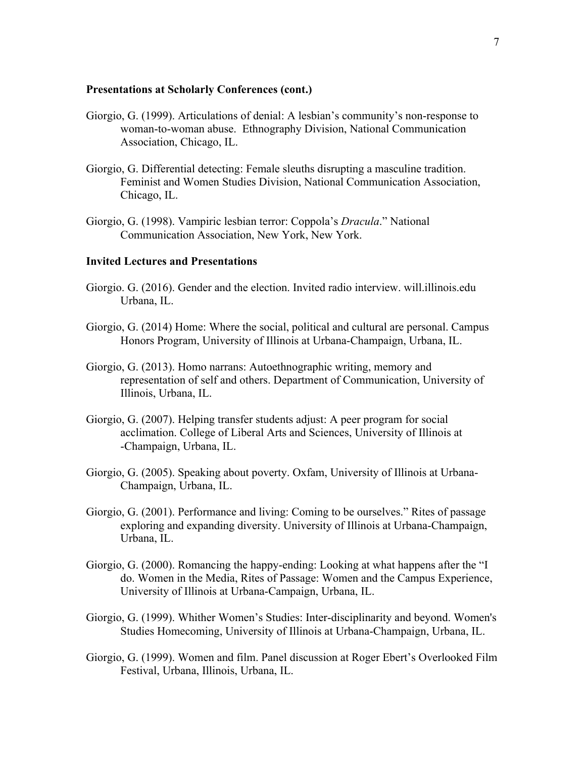### Presentations at Scholarly Conferences (cont.)

Giorgio, G. (1999). Articulations of denial: A lesbian's community's non-response to woman-to-woman abuse. Ethnography Division, National Communication Association, Chicago, IL.

Giorgio, G. Differential detecting: Female sleuths disrupting a masculine tradition. Feminist and Women Studies Division, National Communication Association, Chicago, IL.

Giorgio, G. (1998). Vampiric lesbian terror: Coppola's *Dracula*." National Communication Association, New York, New York.

### Invited Lectures and Presentations

Giorgio. G. (2016). Gender and the election. Invited radio interview. will.illinois.edu Urbana, IL.

Giorgio, G. (2014) Home: Where the social, political and cultural are personal. Campus Honors Program, University of Illinois at Urbana-Champaign, Urbana, IL.

Giorgio, G. (2013). Homo narrans: Autoethnographic writing, memory and representation of self and others. Department of Communication, University of Illinois, Urbana, IL.

Giorgio, G. (2007). Helping transfer students adjust: A peer program for social acclimation. College of Liberal Arts and Sciences, University of Illinois at -Champaign, Urbana, IL.

Giorgio, G. (2005). Speaking about poverty. Oxfam, University of Illinois at Urbana-Champaign, Urbana, IL.

Giorgio, G. (2001). Performance and living: Coming to be ourselves." Rites of passage exploring and expanding diversity. University of Illinois at Urbana-Champaign, Urbana, IL.

Giorgio, G. (2000). Romancing the happy-ending: Looking at what happens after the "I do. Women in the Media, Rites of Passage: Women and the Campus Experience, University of Illinois at Urbana-Campaign, Urbana, IL.

Giorgio, G. (1999). Whither Women's Studies: Inter-disciplinarity and beyond. Women's Studies Homecoming, University of Illinois at Urbana-Champaign, Urbana, IL.

Giorgio, G. (1999). Women and film. Panel discussion at Roger Ebert's Overlooked Film Festival, Urbana, Illinois, Urbana, IL.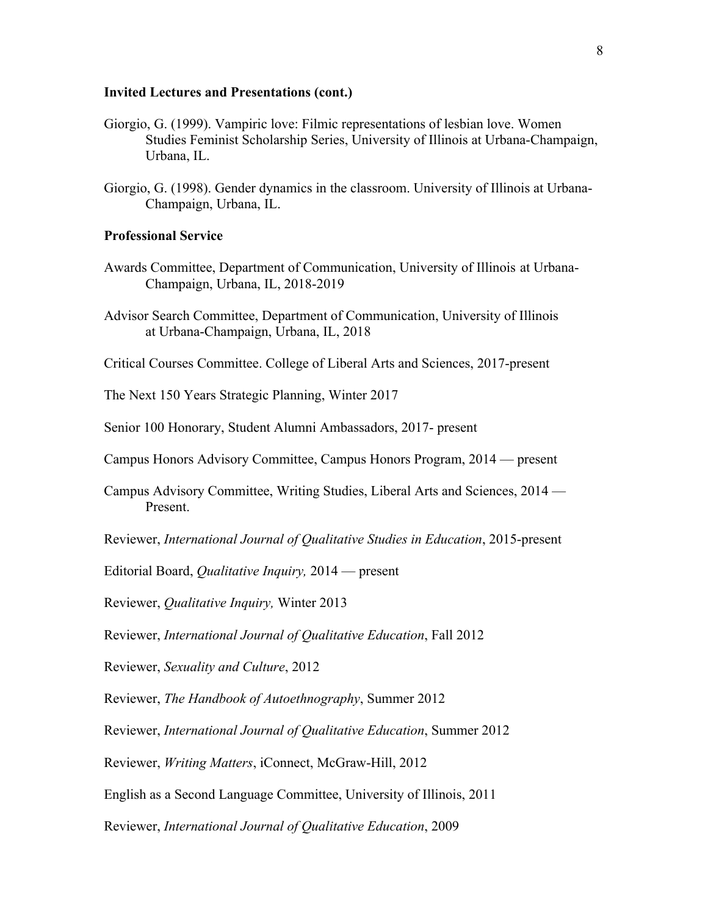### Invited Lectures and Presentations (cont.)

Giorgio, G. (1999). Vampiric love: Filmic representations of lesbian love. Women Studies Feminist Scholarship Series, University of Illinois at Urbana-Champaign, Urbana, IL.

Giorgio, G. (1998). Gender dynamics in the classroom. University of Illinois at Urbana-Champaign, Urbana, IL.

### Professional Service

Awards Committee, Department of Communication, University of Illinois at Urbana-Champaign, Urbana, IL, 2018-2019

Advisor Search Committee, Department of Communication, University of Illinois at Urbana-Champaign, Urbana, IL, 2018

Critical Courses Committee. College of Liberal Arts and Sciences, 2017-present

The Next 150 Years Strategic Planning, Winter 2017

Senior 100 Honorary, Student Alumni Ambassadors, 2017- present

Campus Honors Advisory Committee, Campus Honors Program, 2014 — present

Campus Advisory Committee, Writing Studies, Liberal Arts and Sciences, 2014 — Present.

Reviewer, *International Journal of Qualitative Studies in Education*, 2015-present

Editorial Board, *Qualitative Inquiry,* 2014 — present

Reviewer, *Qualitative Inquiry,* Winter 2013

Reviewer, *International Journal of Qualitative Education*, Fall 2012

Reviewer, *Sexuality and Culture*, 2012

Reviewer, *The Handbook of Autoethnography*, Summer 2012

Reviewer, *International Journal of Qualitative Education*, Summer 2012

Reviewer, *Writing Matters*, iConnect, McGraw-Hill, 2012

English as a Second Language Committee, University of Illinois, 2011

Reviewer, *International Journal of Qualitative Education*, 2009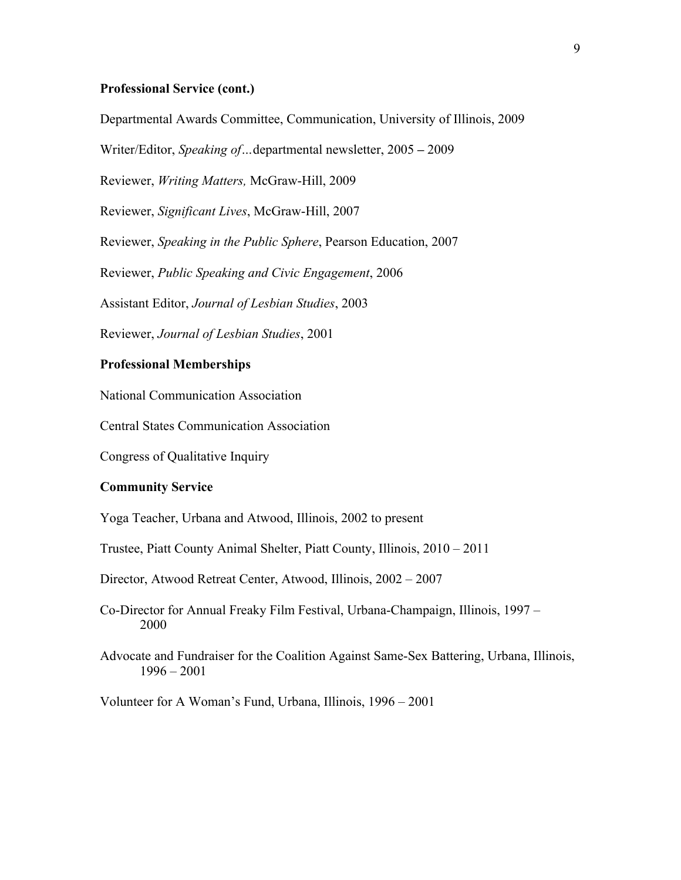**Professional Service (cont.)**

Departmental Awards Committee, Communication, University of Illinois, 2009

Writer/Editor, *Speaking of…*departmental newsletter, 2005 – 2009

Reviewer, *Writing Matters,* McGraw-Hill, 2009

Reviewer, *Significant Lives*, McGraw-Hill, 2007

Reviewer, *Speaking in the Public Sphere*, Pearson Education, 2007

Reviewer, *Public Speaking and Civic Engagement*, 2006

Assistant Editor, *Journal of Lesbian Studies*, 2003

Reviewer, *Journal of Lesbian Studies*, 2001

**Professional Memberships**

National Communication Association

Central States Communication Association

Congress of Qualitative Inquiry

**Community Service**

Yoga Teacher, Urbana and Atwood, Illinois, 2002 to present

Trustee, Piatt County Animal Shelter, Piatt County, Illinois, 2010 – 2011

Director, Atwood Retreat Center, Atwood, Illinois, 2002 – 2007

Co-Director for Annual Freaky Film Festival, Urbana-Champaign, Illinois, 1997 – 2000

Advocate and Fundraiser for the Coalition Against Same-Sex Battering, Urbana, Illinois, 1996 – 2001

Volunteer for A Woman's Fund, Urbana, Illinois, 1996 – 2001